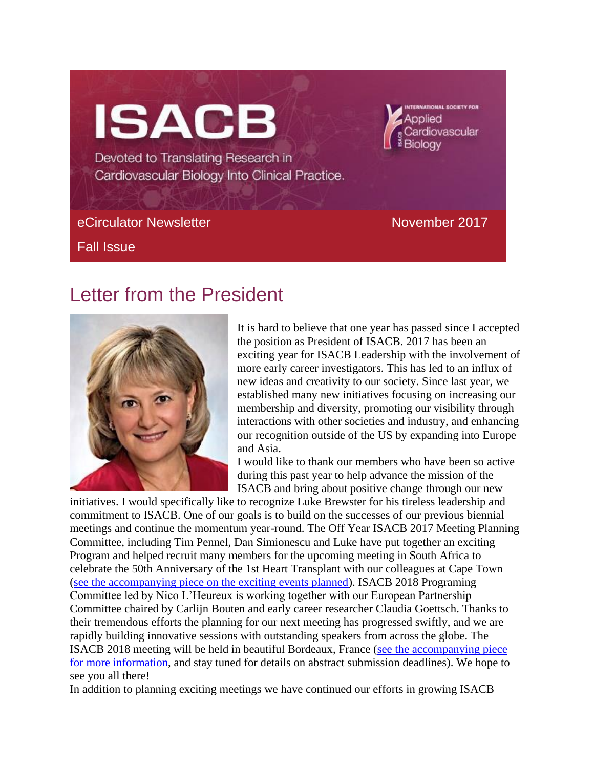# ISACB

Devoted to Translating Research in Cardiovascular Biology Into Clinical Practice.

INTERNATIONAL SOCIETY FOR Applied Cardiovascular Biology

eCirculator Newsletter — November 2017

Fall Issue

## Letter from the President

It is hard to believe that one year has passed since I accepted the position as President of ISACB. 2017 has been an exciting year for ISACB Leadership with the involvement of more early career investigators. This has led to an influx of new ideas and creativity to our society. Since last year, we established many new initiatives focusing on increasing our membership and diversity, promoting our visibility through interactions with other societies and industry, and enhancing our recognition outside of the US by expanding into Europe and Asia.

I would like to thank our members who have been so active during this past year to help advance the mission of the ISACB and bring about positive change through our new initiatives. I would specifically like to recognize Luke Brewster for his tireless leadership and commitment to ISACB. One of our goals is to build on the successes of our previous biennial meetings and continue the momentum year-round. The Off Year ISACB 2017 Meeting Planning Committee, including Tim Pennel, Dan Simionescu and Luke have put together an exciting Program and helped recruit many members for the upcoming meeting in South Africa to celebrate the 50th Anniversary of the 1st Heart Transplant with our colleagues at Cape Town (see the accompanying piece on the exciting events planned). ISACB 2018 Programing Committee led by Nico L'Heureux is working together with our European Partnership Committee chaired by Carlijn Bouten and early career researcher Claudia Goettsch. Thanks to their tremendous efforts the planning for our next meeting has progressed swiftly, and we are rapidly building innovative sessions with outstanding speakers from across the globe. The ISACB 2018 meeting will be held in beautiful Bordeaux, France (see the accompanying piece for more information, and stay tuned for details on abstract submission deadlines). We hope to see you all there!

In addition to planning exciting meetings we have continued our efforts in growing ISACB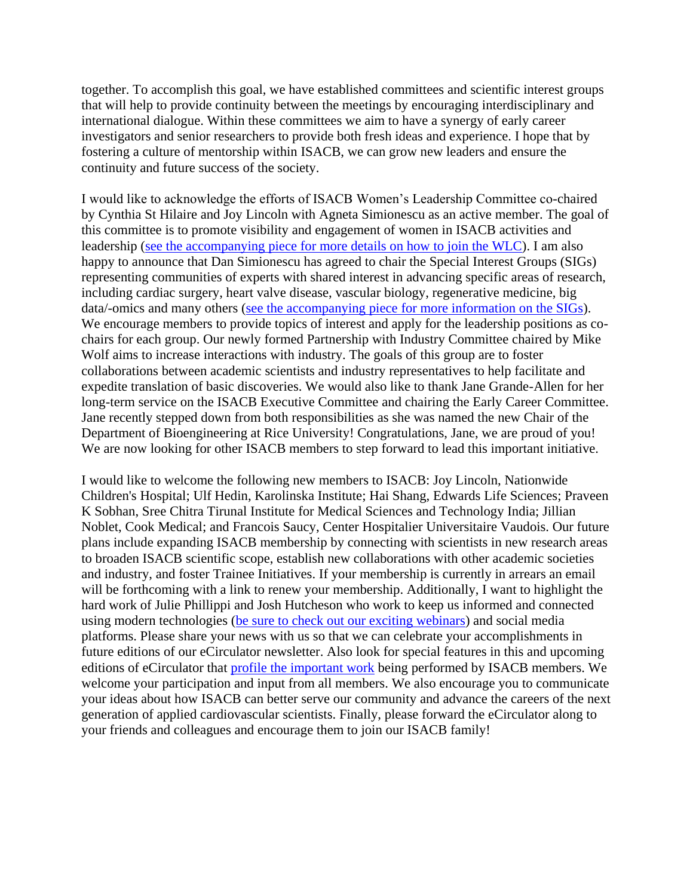together. To accomplish this goal, we have established committees and scientific interest groups that will help to provide continuity between the meetings by encouraging interdisciplinary and international dialogue. Within these committees we aim to have a synergy of early career investigators and senior researchers to provide both fresh ideas and experience. I hope that by fostering a culture of mentorship within ISACB, we can grow new leaders and ensure the continuity and future success of the society.

I would like to acknowledge the efforts of ISACB Women's Leadership Committee co-chaired by Cynthia St Hilaire and Joy Lincoln with Agneta Simionescu as an active member. The goal of this committee is to promote visibility and engagement of women in ISACB activities and leadership (see the accompanying piece for more details on how to join the WLC). I am also happy to announce that Dan Simionescu has agreed to chair the Special Interest Groups (SIGs) representing communities of experts with shared interest in advancing specific areas of research, including cardiac surgery, heart valve disease, vascular biology, regenerative medicine, big data/-omics and many others (see the accompanying piece for more information on the SIGs). We encourage members to provide topics of interest and apply for the leadership positions as co-chairs for each group. Our newly formed Partnership with Industry Committee chaired by Mike Wolf aims to increase interactions with industry. The goals of this group are to foster collaborations between academic scientists and industry representatives to help facilitate and expedite translation of basic discoveries. We would also like to thank Jane Grande-Allen for her long-term service on the ISACB Executive Committee and chairing the Early Career Committee. Jane recently stepped down from both responsibilities as she was named the new Chair of the Department of Bioengineering at Rice University! Congratulations, Jane, we are proud of you! We are now looking for other ISACB members to step forward to lead this important initiative.

I would like to welcome the following new members to ISACB: Joy Lincoln, Nationwide Children's Hospital; Ulf Hedin, Karolinska Institute; Hai Shang, Edwards Life Sciences; Praveen K Sobhan, Sree Chitra Tirunal Institute for Medical Sciences and Technology India; Jillian Noblet, Cook Medical; and Francois Saucy, Center Hospitalier Universitaire Vaudois. Our future plans include expanding ISACB membership by connecting with scientists in new research areas to broaden ISACB scientific scope, establish new collaborations with other academic societies and industry, and foster Trainee Initiatives. If your membership is currently in arrears an email will be forthcoming with a link to renew your membership. Additionally, I want to highlight the hard work of Julie Phillippi and Josh Hutcheson who work to keep us informed and connected using modern technologies (be sure to check out our exciting webinars) and social media platforms. Please share your news with us so that we can celebrate your accomplishments in future editions of our eCirculator newsletter. Also look for special features in this and upcoming editions of eCirculator that profile the important work being performed by ISACB members. We welcome your participation and input from all members. We also encourage you to communicate your ideas about how ISACB can better serve our community and advance the careers of the next generation of applied cardiovascular scientists. Finally, please forward the eCirculator along to your friends and colleagues and encourage them to join our ISACB family!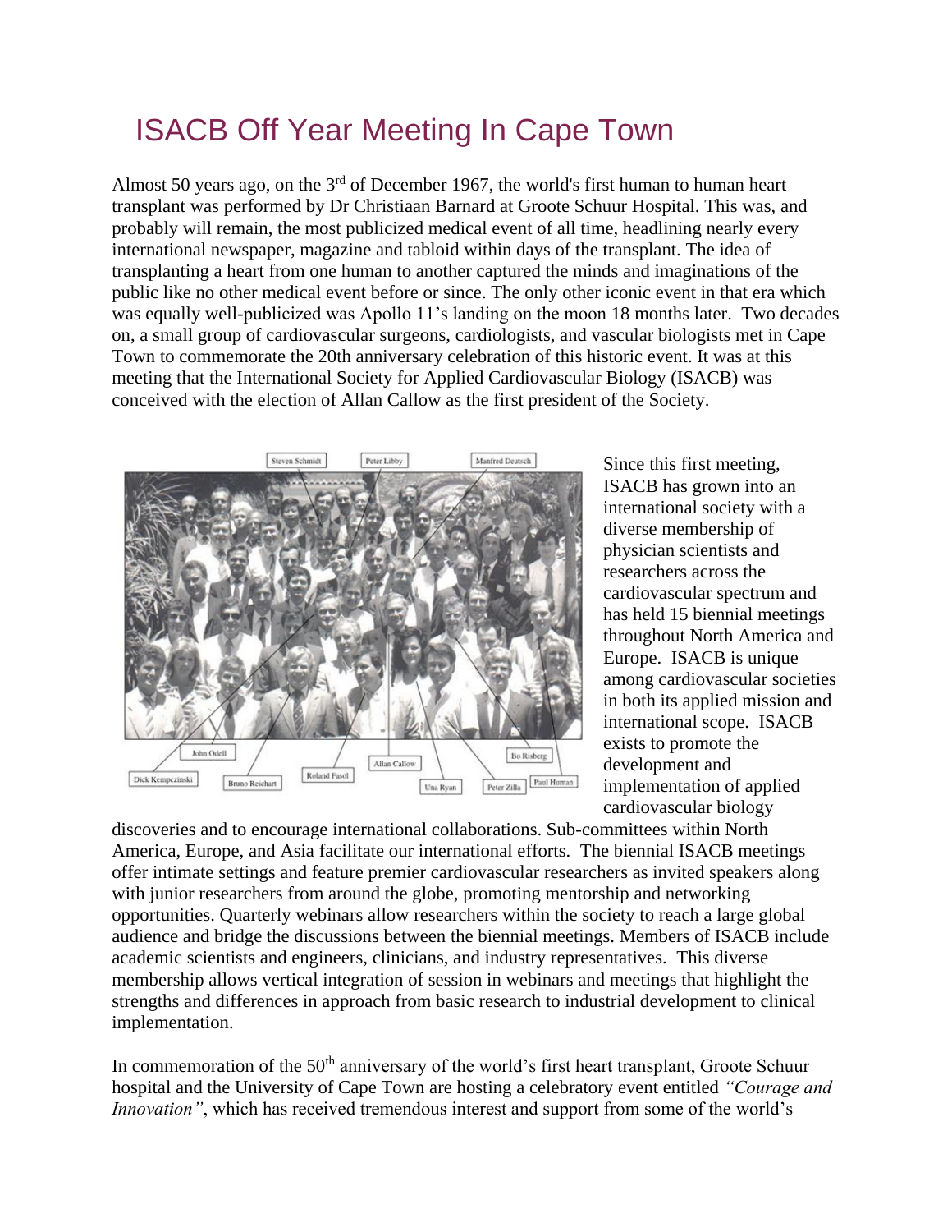# ISACB Off Year Meeting In Cape Town

Almost 50 years ago, on the 3rd of December 1967, the world's first human to human heart transplant was performed by Dr Christiaan Barnard at Groote Schuur Hospital. This was, and probably will remain, the most publicized medical event of all time, headlining nearly every international newspaper, magazine and tabloid within days of the transplant. The idea of transplanting a heart from one human to another captured the minds and imaginations of the public like no other medical event before or since. The only other iconic event in that era which was equally well-publicized was Apollo 11's landing on the moon 18 months later. Two decades on, a small group of cardiovascular surgeons, cardiologists, and vascular biologists met in Cape Town to commemorate the 20th anniversary celebration of this historic event. It was at this meeting that the International Society for Applied Cardiovascular Biology (ISACB) was conceived with the election of Allan Callow as the first president of the Society.

Steven Schmidt, Peter Libby, Manfred Deutsch, John Odell, Dick Kempczinski, Bruno Reichart, Roland Fasol, Allan Callow, Una Ryan, Peter Zilla, Bo Risberg, Paul Human

Since this first meeting, ISACB has grown into an international society with a diverse membership of physician scientists and researchers across the cardiovascular spectrum and has held 15 biennial meetings throughout North America and Europe. ISACB is unique among cardiovascular societies in both its applied mission and international scope. ISACB exists to promote the development and implementation of applied cardiovascular biology discoveries and to encourage international collaborations. Sub-committees within North America, Europe, and Asia facilitate our international efforts. The biennial ISACB meetings offer intimate settings and feature premier cardiovascular researchers as invited speakers along with junior researchers from around the globe, promoting mentorship and networking opportunities. Quarterly webinars allow researchers within the society to reach a large global audience and bridge the discussions between the biennial meetings. Members of ISACB include academic scientists and engineers, clinicians, and industry representatives. This diverse membership allows vertical integration of session in webinars and meetings that highlight the strengths and differences in approach from basic research to industrial development to clinical implementation.

In commemoration of the 50th anniversary of the world's first heart transplant, Groote Schuur hospital and the University of Cape Town are hosting a celebratory event entitled *"Courage and Innovation"*, which has received tremendous interest and support from some of the world's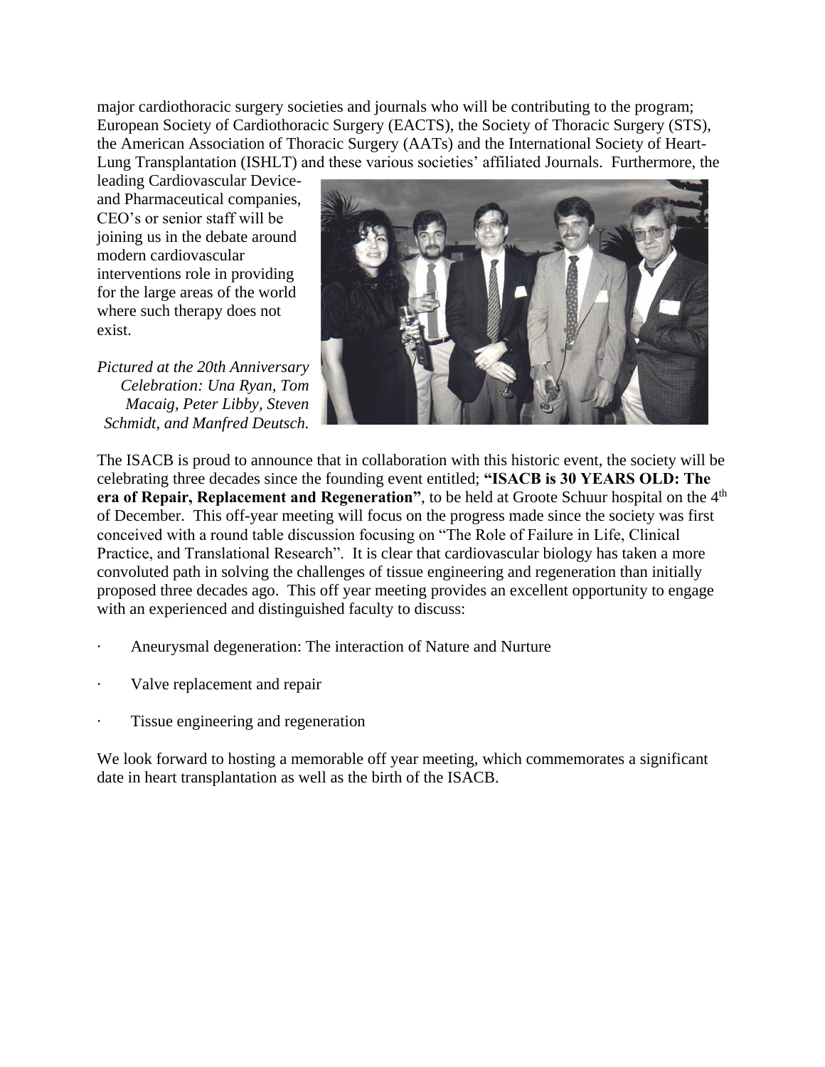major cardiothoracic surgery societies and journals who will be contributing to the program; European Society of Cardiothoracic Surgery (EACTS), the Society of Thoracic Surgery (STS), the American Association of Thoracic Surgery (AATs) and the International Society of Heart-Lung Transplantation (ISHLT) and these various societies' affiliated Journals. Furthermore, the leading Cardiovascular Device- and Pharmaceutical companies, CEO's or senior staff will be joining us in the debate around modern cardiovascular interventions role in providing for the large areas of the world where such therapy does not exist.

*Pictured at the 20th Anniversary Celebration: Una Ryan, Tom Macaig, Peter Libby, Steven Schmidt, and Manfred Deutsch.*

The ISACB is proud to announce that in collaboration with this historic event, the society will be celebrating three decades since the founding event entitled; **"ISACB is 30 YEARS OLD: The era of Repair, Replacement and Regeneration"**, to be held at Groote Schuur hospital on the 4th of December. This off-year meeting will focus on the progress made since the society was first conceived with a round table discussion focusing on "The Role of Failure in Life, Clinical Practice, and Translational Research". It is clear that cardiovascular biology has taken a more convoluted path in solving the challenges of tissue engineering and regeneration than initially proposed three decades ago. This off year meeting provides an excellent opportunity to engage with an experienced and distinguished faculty to discuss:

- Aneurysmal degeneration: The interaction of Nature and Nurture
- Valve replacement and repair
- Tissue engineering and regeneration

We look forward to hosting a memorable off year meeting, which commemorates a significant date in heart transplantation as well as the birth of the ISACB.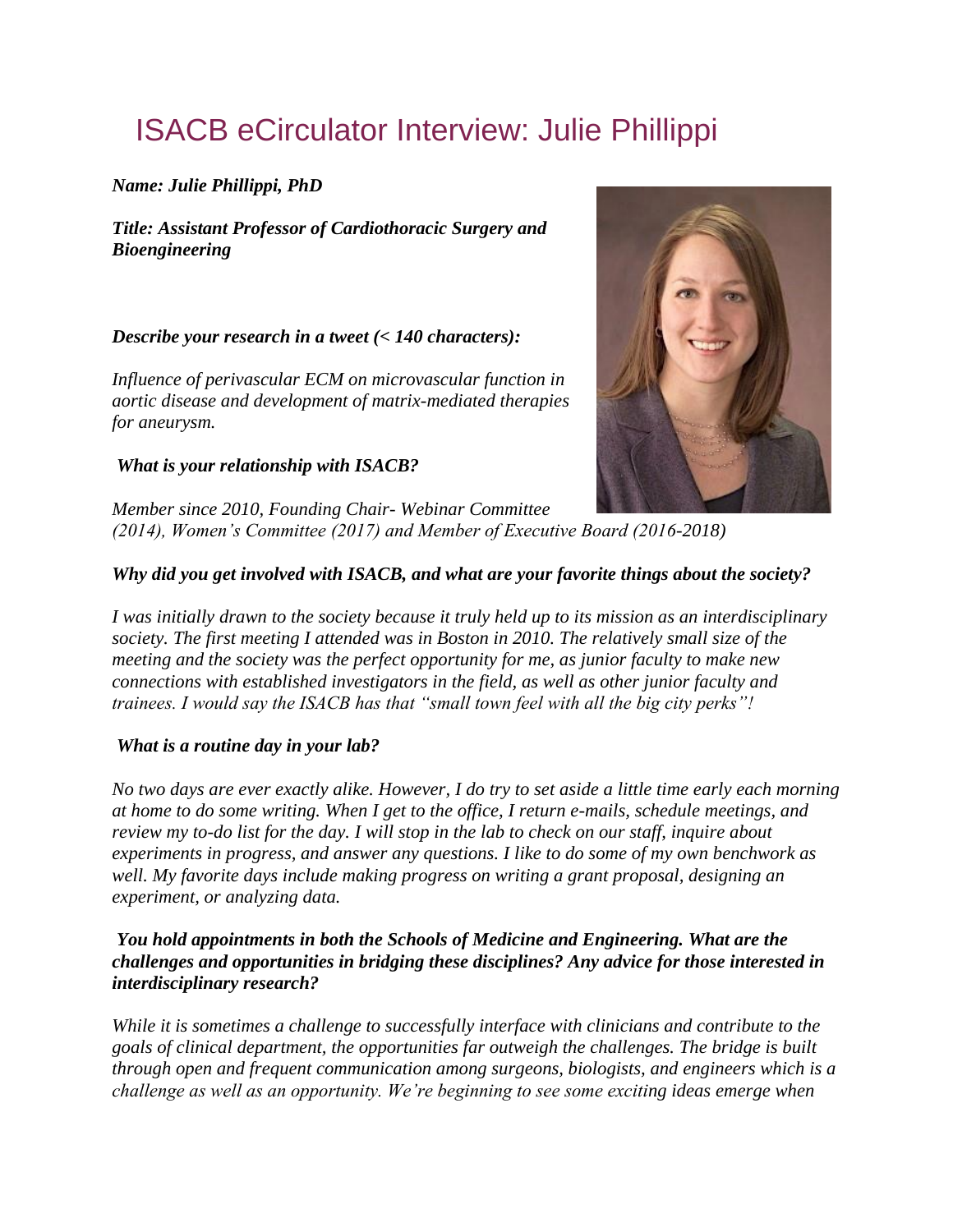# ISACB eCirculator Interview: Julie Phillippi

***Name: Julie Phillippi, PhD***

***Title: Assistant Professor of Cardiothoracic Surgery and Bioengineering***

***Describe your research in a tweet (< 140 characters):***

*Influence of perivascular ECM on microvascular function in aortic disease and development of matrix-mediated therapies for aneurysm.*

***What is your relationship with ISACB?***

*Member since 2010, Founding Chair- Webinar Committee (2014), Women's Committee (2017) and Member of Executive Board (2016-2018)*

***Why did you get involved with ISACB, and what are your favorite things about the society?***

*I was initially drawn to the society because it truly held up to its mission as an interdisciplinary society. The first meeting I attended was in Boston in 2010. The relatively small size of the meeting and the society was the perfect opportunity for me, as junior faculty to make new connections with established investigators in the field, as well as other junior faculty and trainees. I would say the ISACB has that "small town feel with all the big city perks"!*

***What is a routine day in your lab?***

*No two days are ever exactly alike. However, I do try to set aside a little time early each morning at home to do some writing. When I get to the office, I return e-mails, schedule meetings, and review my to-do list for the day. I will stop in the lab to check on our staff, inquire about experiments in progress, and answer any questions. I like to do some of my own benchwork as well. My favorite days include making progress on writing a grant proposal, designing an experiment, or analyzing data.*

***You hold appointments in both the Schools of Medicine and Engineering. What are the challenges and opportunities in bridging these disciplines? Any advice for those interested in interdisciplinary research?***

*While it is sometimes a challenge to successfully interface with clinicians and contribute to the goals of clinical department, the opportunities far outweigh the challenges. The bridge is built through open and frequent communication among surgeons, biologists, and engineers which is a challenge as well as an opportunity. We're beginning to see some exciting ideas emerge when*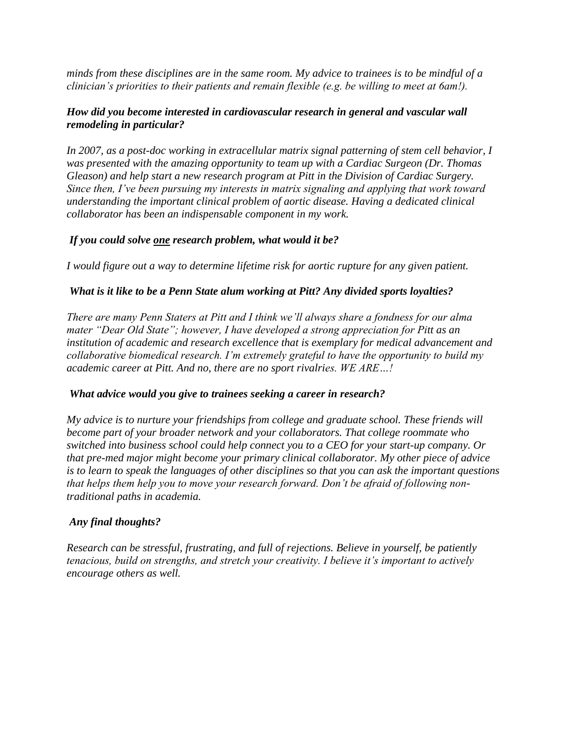*minds from these disciplines are in the same room. My advice to trainees is to be mindful of a clinician's priorities to their patients and remain flexible (e.g. be willing to meet at 6am!).*

***How did you become interested in cardiovascular research in general and vascular wall remodeling in particular?***

*In 2007, as a post-doc working in extracellular matrix signal patterning of stem cell behavior, I was presented with the amazing opportunity to team up with a Cardiac Surgeon (Dr. Thomas Gleason) and help start a new research program at Pitt in the Division of Cardiac Surgery. Since then, I've been pursuing my interests in matrix signaling and applying that work toward understanding the important clinical problem of aortic disease. Having a dedicated clinical collaborator has been an indispensable component in my work.*

***If you could solve <u>one</u> research problem, what would it be?***

*I would figure out a way to determine lifetime risk for aortic rupture for any given patient.*

***What is it like to be a Penn State alum working at Pitt? Any divided sports loyalties?***

*There are many Penn Staters at Pitt and I think we'll always share a fondness for our alma mater "Dear Old State"; however, I have developed a strong appreciation for Pitt as an institution of academic and research excellence that is exemplary for medical advancement and collaborative biomedical research. I'm extremely grateful to have the opportunity to build my academic career at Pitt. And no, there are no sport rivalries. WE ARE…!*

***What advice would you give to trainees seeking a career in research?***

*My advice is to nurture your friendships from college and graduate school. These friends will become part of your broader network and your collaborators. That college roommate who switched into business school could help connect you to a CEO for your start-up company. Or that pre-med major might become your primary clinical collaborator. My other piece of advice is to learn to speak the languages of other disciplines so that you can ask the important questions that helps them help you to move your research forward. Don't be afraid of following non-traditional paths in academia.*

***Any final thoughts?***

*Research can be stressful, frustrating, and full of rejections. Believe in yourself, be patiently tenacious, build on strengths, and stretch your creativity. I believe it's important to actively encourage others as well.*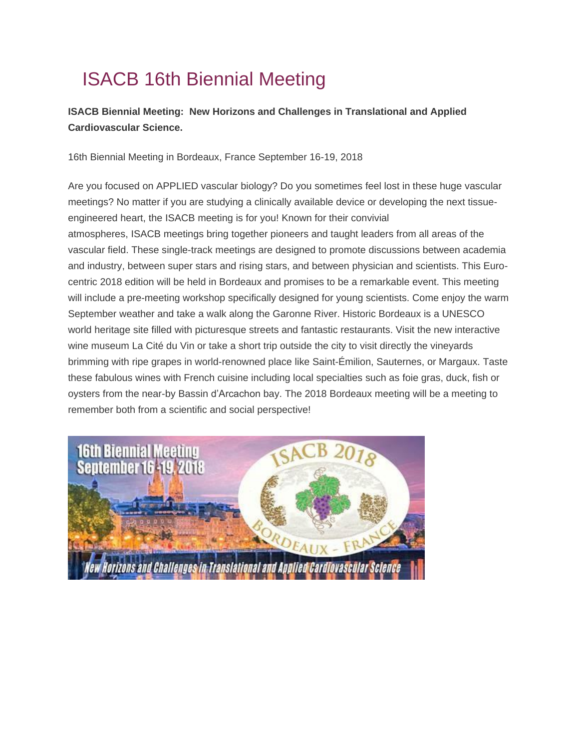# ISACB 16th Biennial Meeting

**ISACB Biennial Meeting: New Horizons and Challenges in Translational and Applied Cardiovascular Science.**

16th Biennial Meeting in Bordeaux, France September 16-19, 2018

Are you focused on APPLIED vascular biology? Do you sometimes feel lost in these huge vascular meetings? No matter if you are studying a clinically available device or developing the next tissue-engineered heart, the ISACB meeting is for you! Known for their convivial atmospheres, ISACB meetings bring together pioneers and taught leaders from all areas of the vascular field. These single-track meetings are designed to promote discussions between academia and industry, between super stars and rising stars, and between physician and scientists. This Euro-centric 2018 edition will be held in Bordeaux and promises to be a remarkable event. This meeting will include a pre-meeting workshop specifically designed for young scientists. Come enjoy the warm September weather and take a walk along the Garonne River. Historic Bordeaux is a UNESCO world heritage site filled with picturesque streets and fantastic restaurants. Visit the new interactive wine museum La Cité du Vin or take a short trip outside the city to visit directly the vineyards brimming with ripe grapes in world-renowned place like Saint-Émilion, Sauternes, or Margaux. Taste these fabulous wines with French cuisine including local specialties such as foie gras, duck, fish or oysters from the near-by Bassin d'Arcachon bay. The 2018 Bordeaux meeting will be a meeting to remember both from a scientific and social perspective!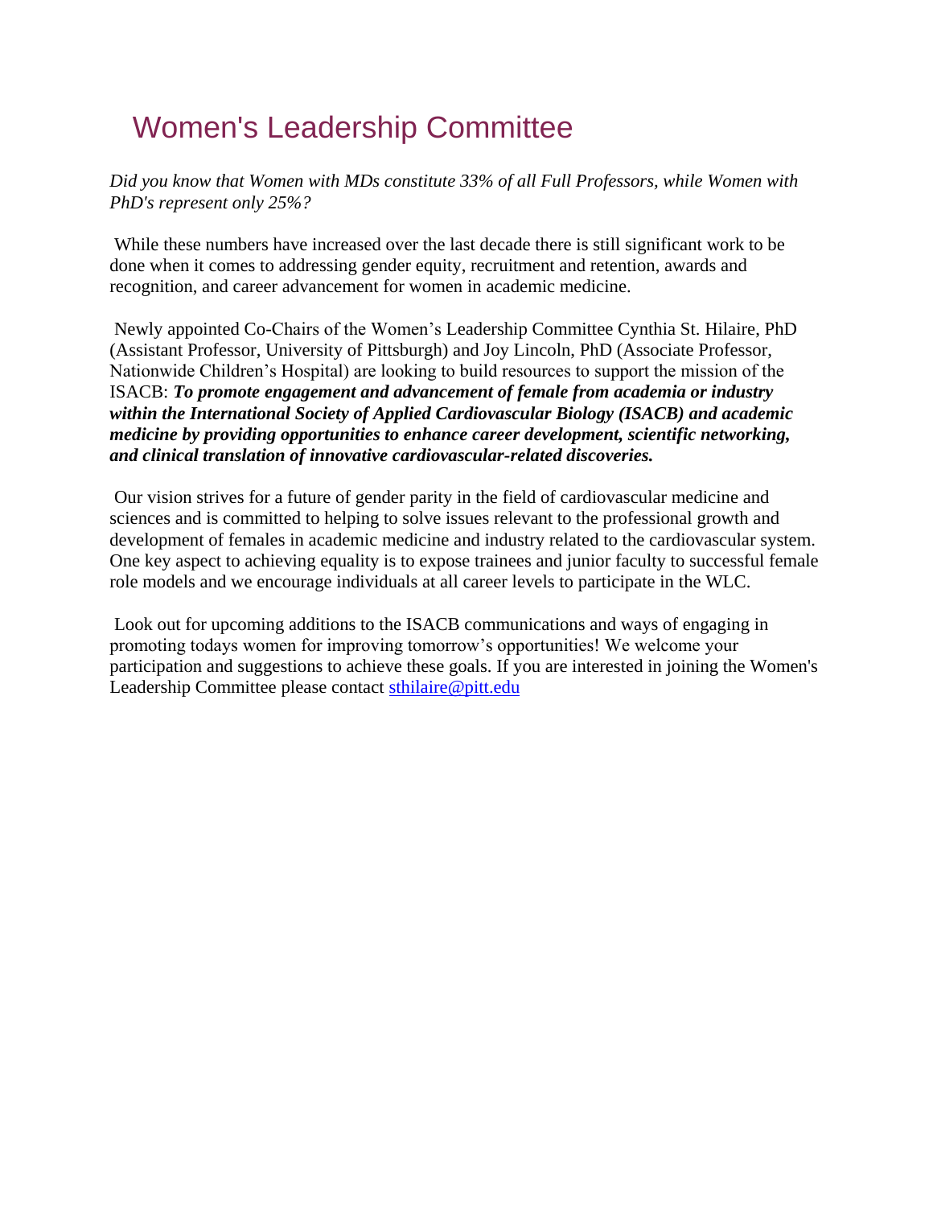# Women's Leadership Committee

*Did you know that Women with MDs constitute 33% of all Full Professors, while Women with PhD's represent only 25%?*

While these numbers have increased over the last decade there is still significant work to be done when it comes to addressing gender equity, recruitment and retention, awards and recognition, and career advancement for women in academic medicine.

Newly appointed Co-Chairs of the Women's Leadership Committee Cynthia St. Hilaire, PhD (Assistant Professor, University of Pittsburgh) and Joy Lincoln, PhD (Associate Professor, Nationwide Children's Hospital) are looking to build resources to support the mission of the ISACB: ***To promote engagement and advancement of female from academia or industry within the International Society of Applied Cardiovascular Biology (ISACB) and academic medicine by providing opportunities to enhance career development, scientific networking, and clinical translation of innovative cardiovascular-related discoveries.***

Our vision strives for a future of gender parity in the field of cardiovascular medicine and sciences and is committed to helping to solve issues relevant to the professional growth and development of females in academic medicine and industry related to the cardiovascular system. One key aspect to achieving equality is to expose trainees and junior faculty to successful female role models and we encourage individuals at all career levels to participate in the WLC.

Look out for upcoming additions to the ISACB communications and ways of engaging in promoting todays women for improving tomorrow's opportunities! We welcome your participation and suggestions to achieve these goals. If you are interested in joining the Women's Leadership Committee please contact sthilaire@pitt.edu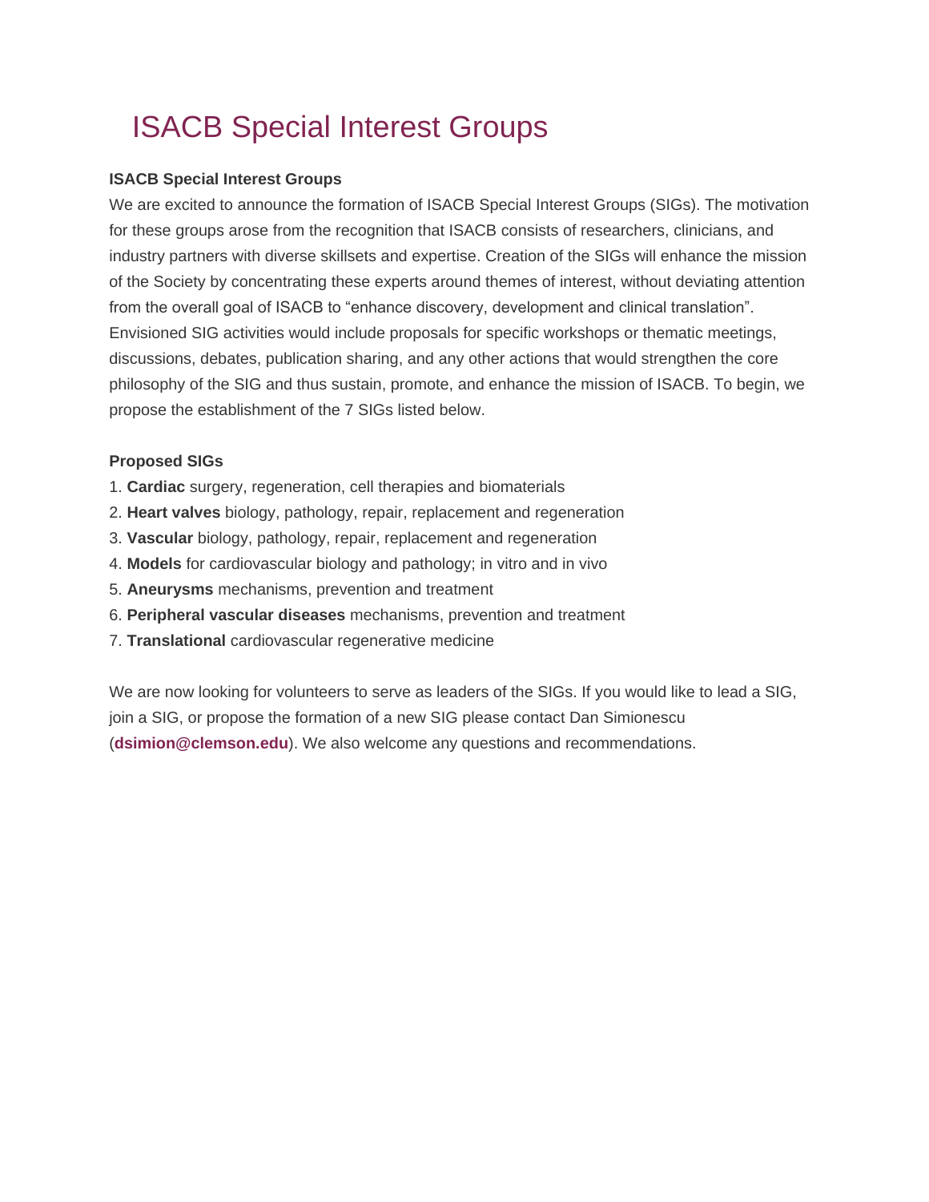# ISACB Special Interest Groups

**ISACB Special Interest Groups**

We are excited to announce the formation of ISACB Special Interest Groups (SIGs). The motivation for these groups arose from the recognition that ISACB consists of researchers, clinicians, and industry partners with diverse skillsets and expertise. Creation of the SIGs will enhance the mission of the Society by concentrating these experts around themes of interest, without deviating attention from the overall goal of ISACB to "enhance discovery, development and clinical translation". Envisioned SIG activities would include proposals for specific workshops or thematic meetings, discussions, debates, publication sharing, and any other actions that would strengthen the core philosophy of the SIG and thus sustain, promote, and enhance the mission of ISACB. To begin, we propose the establishment of the 7 SIGs listed below.

**Proposed SIGs**

1. **Cardiac** surgery, regeneration, cell therapies and biomaterials
2. **Heart valves** biology, pathology, repair, replacement and regeneration
3. **Vascular** biology, pathology, repair, replacement and regeneration
4. **Models** for cardiovascular biology and pathology; in vitro and in vivo
5. **Aneurysms** mechanisms, prevention and treatment
6. **Peripheral vascular diseases** mechanisms, prevention and treatment
7. **Translational** cardiovascular regenerative medicine

We are now looking for volunteers to serve as leaders of the SIGs. If you would like to lead a SIG, join a SIG, or propose the formation of a new SIG please contact Dan Simionescu (**dsimion@clemson.edu**). We also welcome any questions and recommendations.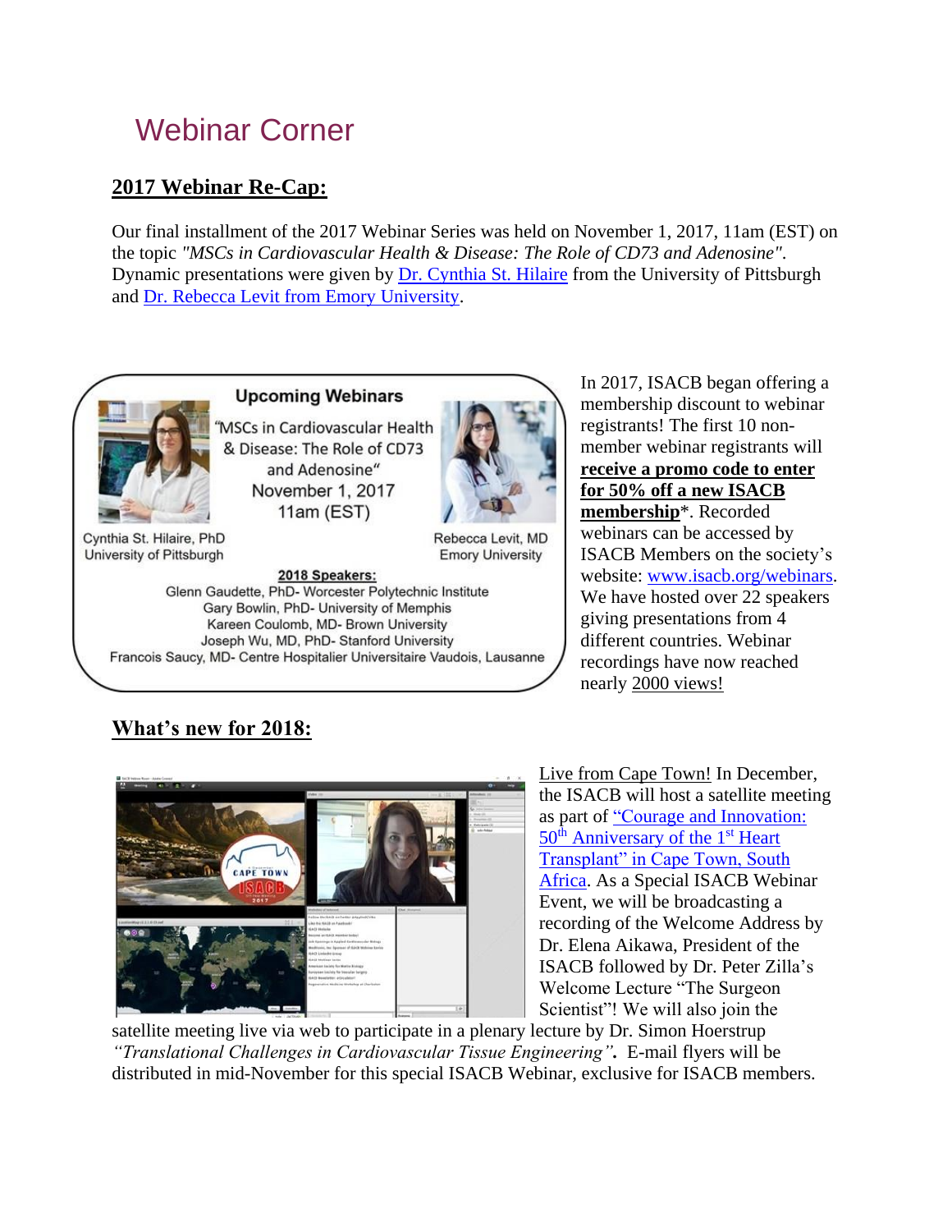# Webinar Corner

## 2017 Webinar Re-Cap:

Our final installment of the 2017 Webinar Series was held on November 1, 2017, 11am (EST) on the topic *"MSCs in Cardiovascular Health & Disease: The Role of CD73 and Adenosine"*. Dynamic presentations were given by Dr. Cynthia St. Hilaire from the University of Pittsburgh and Dr. Rebecca Levit from Emory University.

**Upcoming Webinars**

"MSCs in Cardiovascular Health & Disease: The Role of CD73 and Adenosine"
November 1, 2017
11am (EST)

Cynthia St. Hilaire, PhD
University of Pittsburgh

Rebecca Levit, MD
Emory University

**2018 Speakers:**

Glenn Gaudette, PhD- Worcester Polytechnic Institute
Gary Bowlin, PhD- University of Memphis
Kareen Coulomb, MD- Brown University
Joseph Wu, MD, PhD- Stanford University
Francois Saucy, MD- Centre Hospitalier Universitaire Vaudois, Lausanne

In 2017, ISACB began offering a membership discount to webinar registrants! The first 10 non-member webinar registrants will **receive a promo code to enter for 50% off a new ISACB membership***. Recorded webinars can be accessed by ISACB Members on the society's website: www.isacb.org/webinars. We have hosted over 22 speakers giving presentations from 4 different countries. Webinar recordings have now reached nearly 2000 views!

## What's new for 2018:

Live from Cape Town! In December, the ISACB will host a satellite meeting as part of "Courage and Innovation: 50th Anniversary of the 1st Heart Transplant" in Cape Town, South Africa. As a Special ISACB Webinar Event, we will be broadcasting a recording of the Welcome Address by Dr. Elena Aikawa, President of the ISACB followed by Dr. Peter Zilla's Welcome Lecture "The Surgeon Scientist"! We will also join the satellite meeting live via web to participate in a plenary lecture by Dr. Simon Hoerstrup *"Translational Challenges in Cardiovascular Tissue Engineering"*. E-mail flyers will be distributed in mid-November for this special ISACB Webinar, exclusive for ISACB members.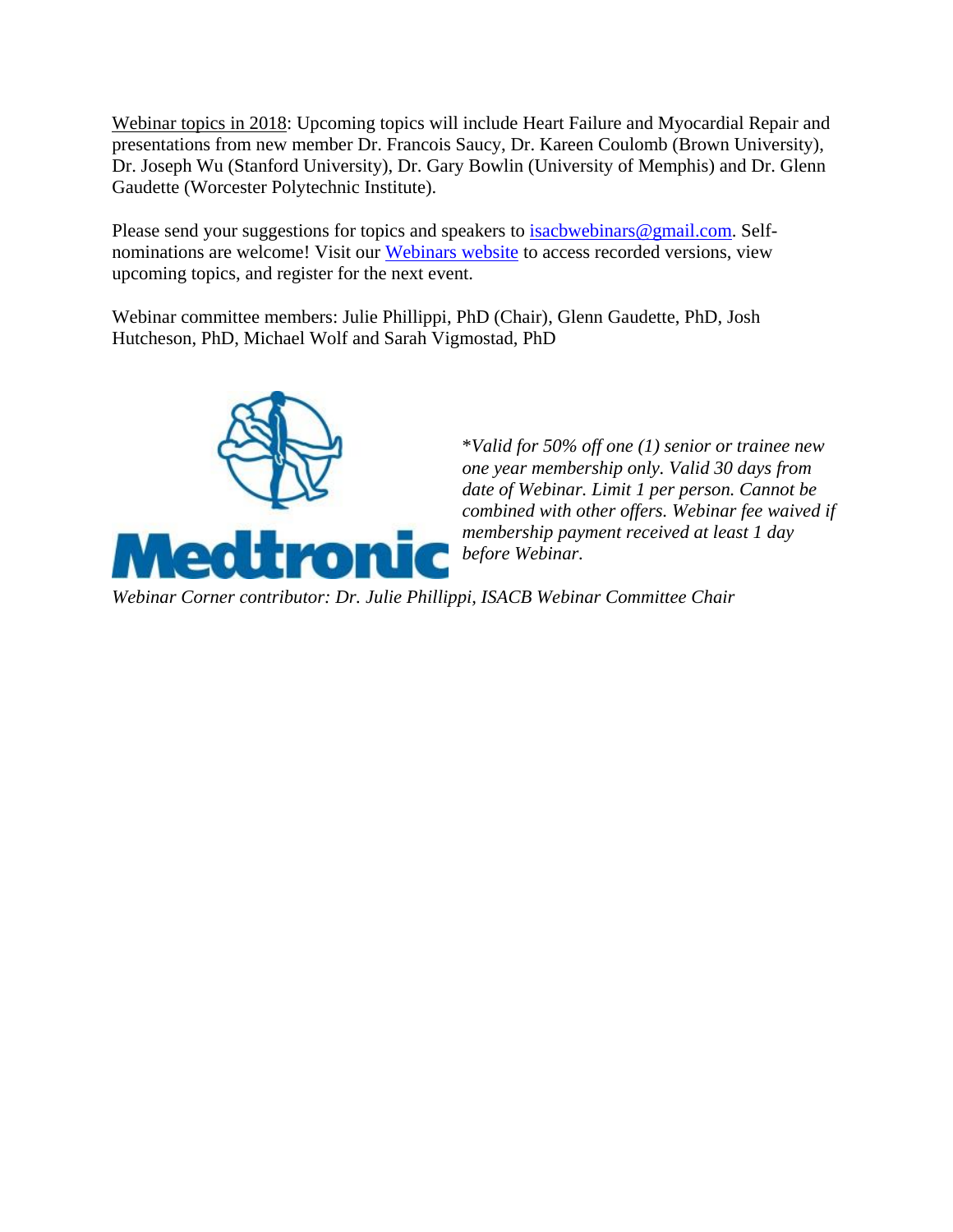Webinar topics in 2018: Upcoming topics will include Heart Failure and Myocardial Repair and presentations from new member Dr. Francois Saucy, Dr. Kareen Coulomb (Brown University), Dr. Joseph Wu (Stanford University), Dr. Gary Bowlin (University of Memphis) and Dr. Glenn Gaudette (Worcester Polytechnic Institute).

Please send your suggestions for topics and speakers to [isacbwebinars@gmail.com](mailto:isacbwebinars@gmail.com). Self-nominations are welcome! Visit our [Webinars website]() to access recorded versions, view upcoming topics, and register for the next event.

Webinar committee members: Julie Phillippi, PhD (Chair), Glenn Gaudette, PhD, Josh Hutcheson, PhD, Michael Wolf and Sarah Vigmostad, PhD

Medtronic

*\*Valid for 50% off one (1) senior or trainee new one year membership only. Valid 30 days from date of Webinar. Limit 1 per person. Cannot be combined with other offers. Webinar fee waived if membership payment received at least 1 day before Webinar.*

*Webinar Corner contributor: Dr. Julie Phillippi, ISACB Webinar Committee Chair*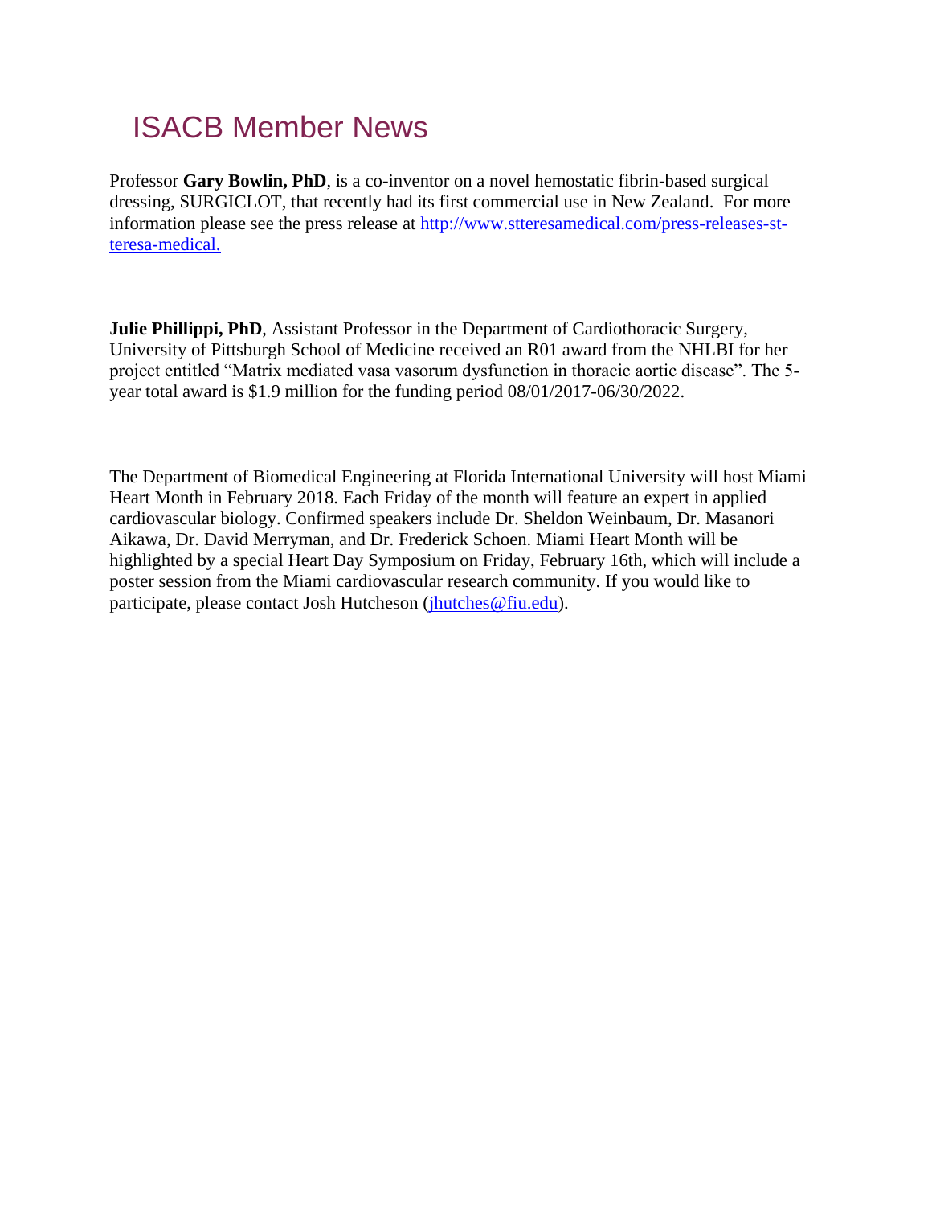# ISACB Member News

Professor **Gary Bowlin, PhD**, is a co-inventor on a novel hemostatic fibrin-based surgical dressing, SURGICLOT, that recently had its first commercial use in New Zealand. For more information please see the press release at [http://www.stteresamedical.com/press-releases-st-teresa-medical.](http://www.stteresamedical.com/press-releases-st-teresa-medical)

**Julie Phillippi, PhD**, Assistant Professor in the Department of Cardiothoracic Surgery, University of Pittsburgh School of Medicine received an R01 award from the NHLBI for her project entitled "Matrix mediated vasa vasorum dysfunction in thoracic aortic disease". The 5-year total award is $1.9 million for the funding period 08/01/2017-06/30/2022.

The Department of Biomedical Engineering at Florida International University will host Miami Heart Month in February 2018. Each Friday of the month will feature an expert in applied cardiovascular biology. Confirmed speakers include Dr. Sheldon Weinbaum, Dr. Masanori Aikawa, Dr. David Merryman, and Dr. Frederick Schoen. Miami Heart Month will be highlighted by a special Heart Day Symposium on Friday, February 16th, which will include a poster session from the Miami cardiovascular research community. If you would like to participate, please contact Josh Hutcheson ([jhutches@fiu.edu](mailto:jhutches@fiu.edu)).